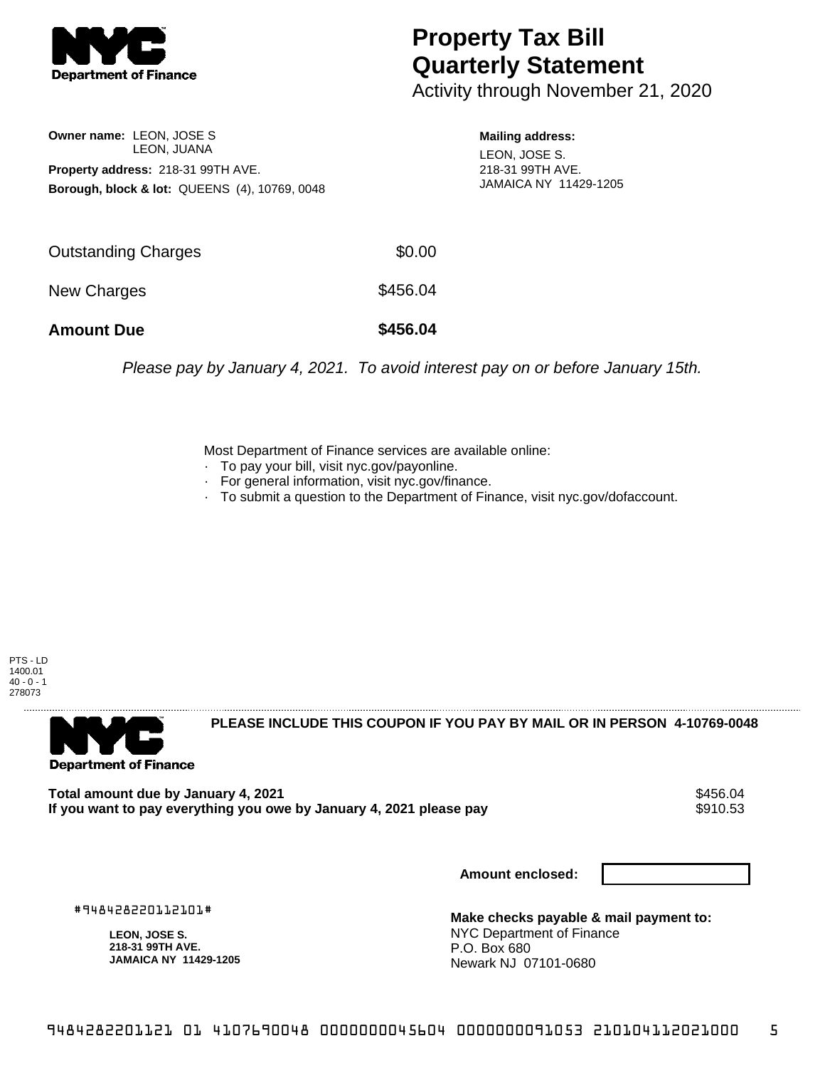# Property Tax Bill Quarterly Statement

Activity through November 21, 2020

**Owner name:** LEON, JOSE S
LEON, JUANA

**Property address:** 218-31 99TH AVE.

**Borough, block & lot:** QUEENS (4), 10769, 0048

**Mailing address:**
LEON, JOSE S.
218-31 99TH AVE.
JAMAICA NY 11429-1205

| | |
|---|---|
| Outstanding Charges | $0.00 |
| New Charges | $456.04 |
| **Amount Due** | **$456.04** |

*Please pay by January 4, 2021. To avoid interest pay on or before January 15th.*

Most Department of Finance services are available online:

- To pay your bill, visit nyc.gov/payonline.
- For general information, visit nyc.gov/finance.
- To submit a question to the Department of Finance, visit nyc.gov/dofaccount.

PTS - LD
1400.01
40 - 0 - 1
278073

**PLEASE INCLUDE THIS COUPON IF YOU PAY BY MAIL OR IN PERSON 4-10769-0048**

**Total amount due by January 4, 2021** $456.04
**If you want to pay everything you owe by January 4, 2021 please pay** $910.53

**Amount enclosed:**

#948428220112101#

**LEON, JOSE S.**
**218-31 99TH AVE.**
**JAMAICA NY 11429-1205**

**Make checks payable & mail payment to:**
NYC Department of Finance
P.O. Box 680
Newark NJ 07101-0680

9484282201121 01 4107690048 0000000045604 0000000091053 210104112021000 5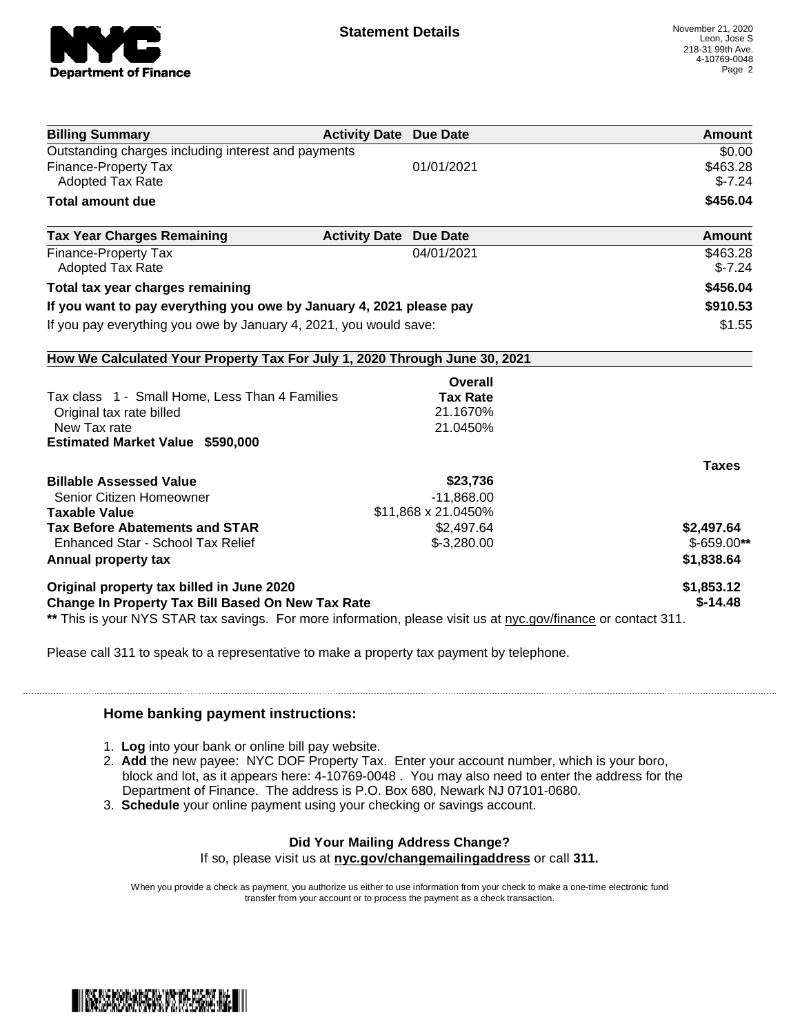**Statement Details**

November 21, 2020
Leon, Jose S
218-31 99th Ave.
4-10769-0048

| Billing Summary | Activity Date | Due Date | Amount |
|---|---|---|---|
| Outstanding charges including interest and payments | | | $0.00 |
| Finance-Property Tax | | 01/01/2021 | $463.28 |
| Adopted Tax Rate | | | $-7.24 |
| **Total amount due** | | | **$456.04** |

| Tax Year Charges Remaining | Activity Date | Due Date | Amount |
|---|---|---|---|
| Finance-Property Tax | | 04/01/2021 | $463.28 |
| Adopted Tax Rate | | | $-7.24 |
| **Total tax year charges remaining** | | | **$456.04** |
| **If you want to pay everything you owe by January 4, 2021 please pay** | | | **$910.53** |
| If you pay everything you owe by January 4, 2021, you would save: | | | $1.55 |

**How We Calculated Your Property Tax For July 1, 2020 Through June 30, 2021**

| | Overall Tax Rate | |
|---|---|---|
| Tax class 1 - Small Home, Less Than 4 Families | | |
| Original tax rate billed | 21.1670% | |
| New Tax rate | 21.0450% | |
| **Estimated Market Value $590,000** | | |
| | | **Taxes** |
| **Billable Assessed Value** | **$23,736** | |
| Senior Citizen Homeowner | -11,868.00 | |
| **Taxable Value** | $11,868 x 21.0450% | |
| **Tax Before Abatements and STAR** | $2,497.64 | **$2,497.64** |
| Enhanced Star - School Tax Relief | $-3,280.00 | $-659.00** |
| **Annual property tax** | | **$1,838.64** |
| **Original property tax billed in June 2020** | | **$1,853.12** |
| **Change In Property Tax Bill Based On New Tax Rate** | | **$-14.48** |

** This is your NYS STAR tax savings. For more information, please visit us at nyc.gov/finance or contact 311.

Please call 311 to speak to a representative to make a property tax payment by telephone.

### Home banking payment instructions:

1. **Log** into your bank or online bill pay website.
2. **Add** the new payee: NYC DOF Property Tax. Enter your account number, which is your boro, block and lot, as it appears here: 4-10769-0048 . You may also need to enter the address for the Department of Finance. The address is P.O. Box 680, Newark NJ 07101-0680.
3. **Schedule** your online payment using your checking or savings account.

**Did Your Mailing Address Change?**

If so, please visit us at **nyc.gov/changemailingaddress** or call **311.**

When you provide a check as payment, you authorize us either to use information from your check to make a one-time electronic fund transfer from your account or to process the payment as a check transaction.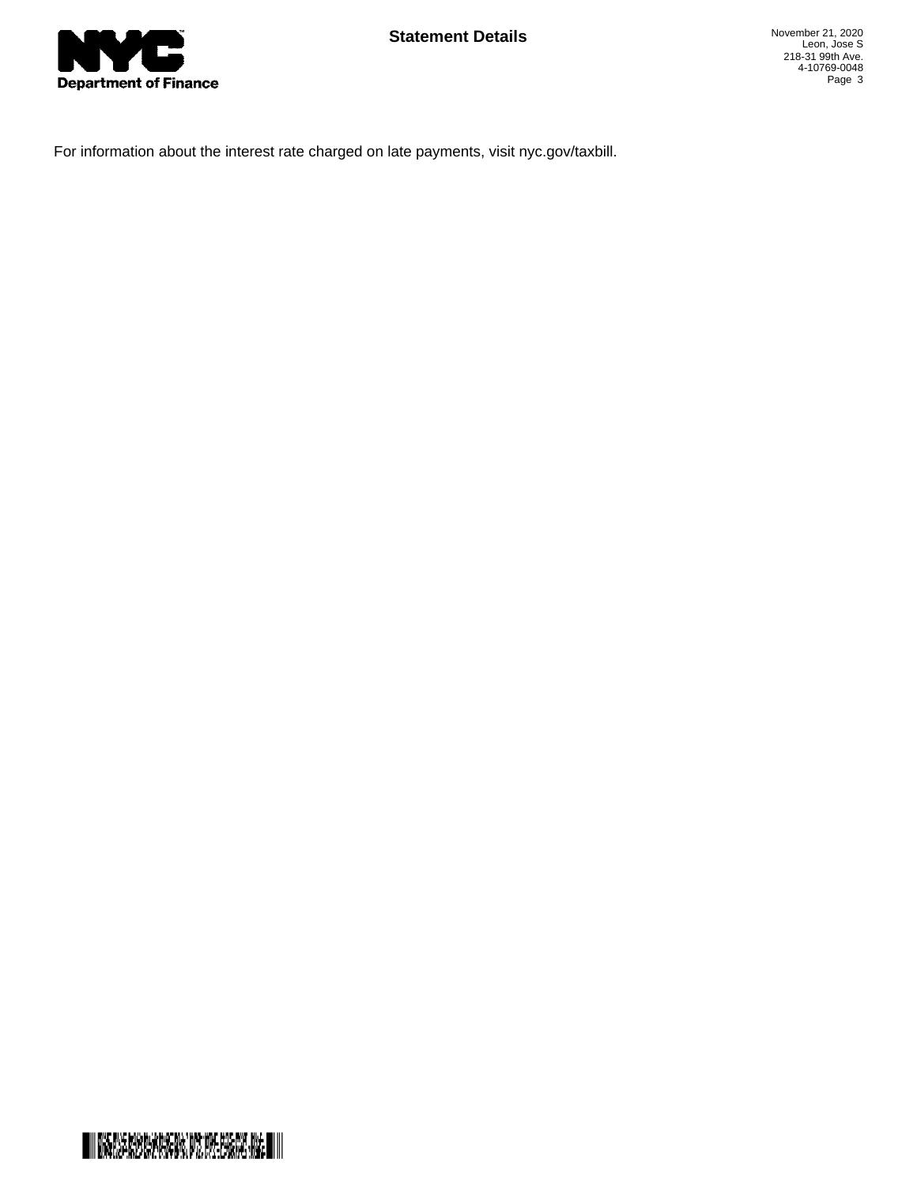For information about the interest rate charged on late payments, visit nyc.gov/taxbill.